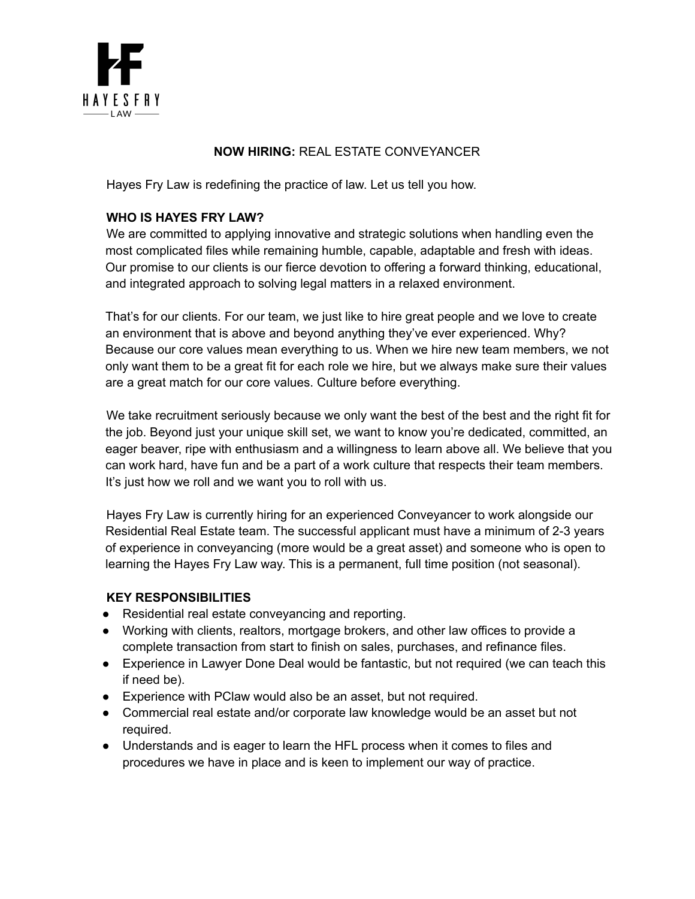HAYESFRY LAW

## **NOW HIRING:** REAL ESTATE CONVEYANCER

Hayes Fry Law is redefining the practice of law. Let us tell you how.

### WHO IS HAYES FRY LAW?

We are committed to applying innovative and strategic solutions when handling even the most complicated files while remaining humble, capable, adaptable and fresh with ideas. Our promise to our clients is our fierce devotion to offering a forward thinking, educational, and integrated approach to solving legal matters in a relaxed environment.

That's for our clients. For our team, we just like to hire great people and we love to create an environment that is above and beyond anything they've ever experienced. Why? Because our core values mean everything to us. When we hire new team members, we not only want them to be a great fit for each role we hire, but we always make sure their values are a great match for our core values. Culture before everything.

We take recruitment seriously because we only want the best of the best and the right fit for the job. Beyond just your unique skill set, we want to know you're dedicated, committed, an eager beaver, ripe with enthusiasm and a willingness to learn above all. We believe that you can work hard, have fun and be a part of a work culture that respects their team members. It's just how we roll and we want you to roll with us.

Hayes Fry Law is currently hiring for an experienced Conveyancer to work alongside our Residential Real Estate team. The successful applicant must have a minimum of 2-3 years of experience in conveyancing (more would be a great asset) and someone who is open to learning the Hayes Fry Law way. This is a permanent, full time position (not seasonal).

### KEY RESPONSIBILITIES

- Residential real estate conveyancing and reporting.
- Working with clients, realtors, mortgage brokers, and other law offices to provide a complete transaction from start to finish on sales, purchases, and refinance files.
- Experience in Lawyer Done Deal would be fantastic, but not required (we can teach this if need be).
- Experience with PClaw would also be an asset, but not required.
- Commercial real estate and/or corporate law knowledge would be an asset but not required.
- Understands and is eager to learn the HFL process when it comes to files and procedures we have in place and is keen to implement our way of practice.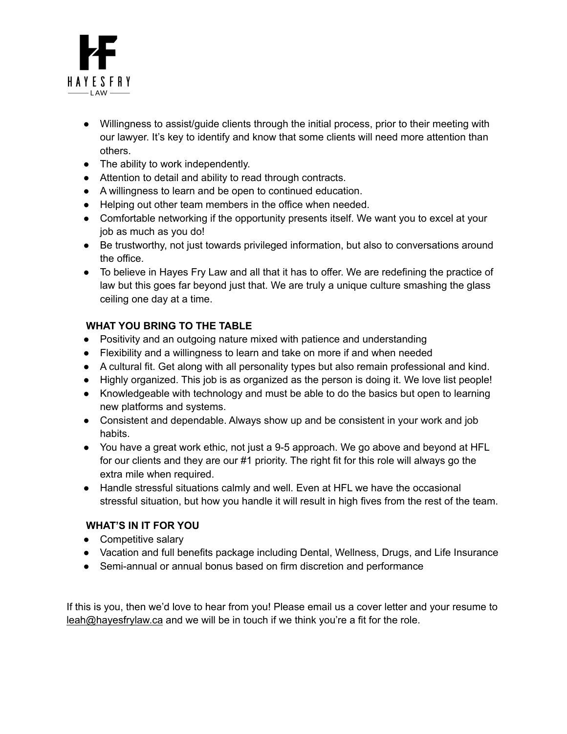- Willingness to assist/guide clients through the initial process, prior to their meeting with our lawyer. It's key to identify and know that some clients will need more attention than others.
- The ability to work independently.
- Attention to detail and ability to read through contracts.
- A willingness to learn and be open to continued education.
- Helping out other team members in the office when needed.
- Comfortable networking if the opportunity presents itself. We want you to excel at your job as much as you do!
- Be trustworthy, not just towards privileged information, but also to conversations around the office.
- To believe in Hayes Fry Law and all that it has to offer. We are redefining the practice of law but this goes far beyond just that. We are truly a unique culture smashing the glass ceiling one day at a time.

**WHAT YOU BRING TO THE TABLE**

- Positivity and an outgoing nature mixed with patience and understanding
- Flexibility and a willingness to learn and take on more if and when needed
- A cultural fit. Get along with all personality types but also remain professional and kind.
- Highly organized. This job is as organized as the person is doing it. We love list people!
- Knowledgeable with technology and must be able to do the basics but open to learning new platforms and systems.
- Consistent and dependable. Always show up and be consistent in your work and job habits.
- You have a great work ethic, not just a 9-5 approach. We go above and beyond at HFL for our clients and they are our #1 priority. The right fit for this role will always go the extra mile when required.
- Handle stressful situations calmly and well. Even at HFL we have the occasional stressful situation, but how you handle it will result in high fives from the rest of the team.

**WHAT'S IN IT FOR YOU**

- Competitive salary
- Vacation and full benefits package including Dental, Wellness, Drugs, and Life Insurance
- Semi-annual or annual bonus based on firm discretion and performance

If this is you, then we'd love to hear from you! Please email us a cover letter and your resume to leah@hayesfrylaw.ca and we will be in touch if we think you're a fit for the role.